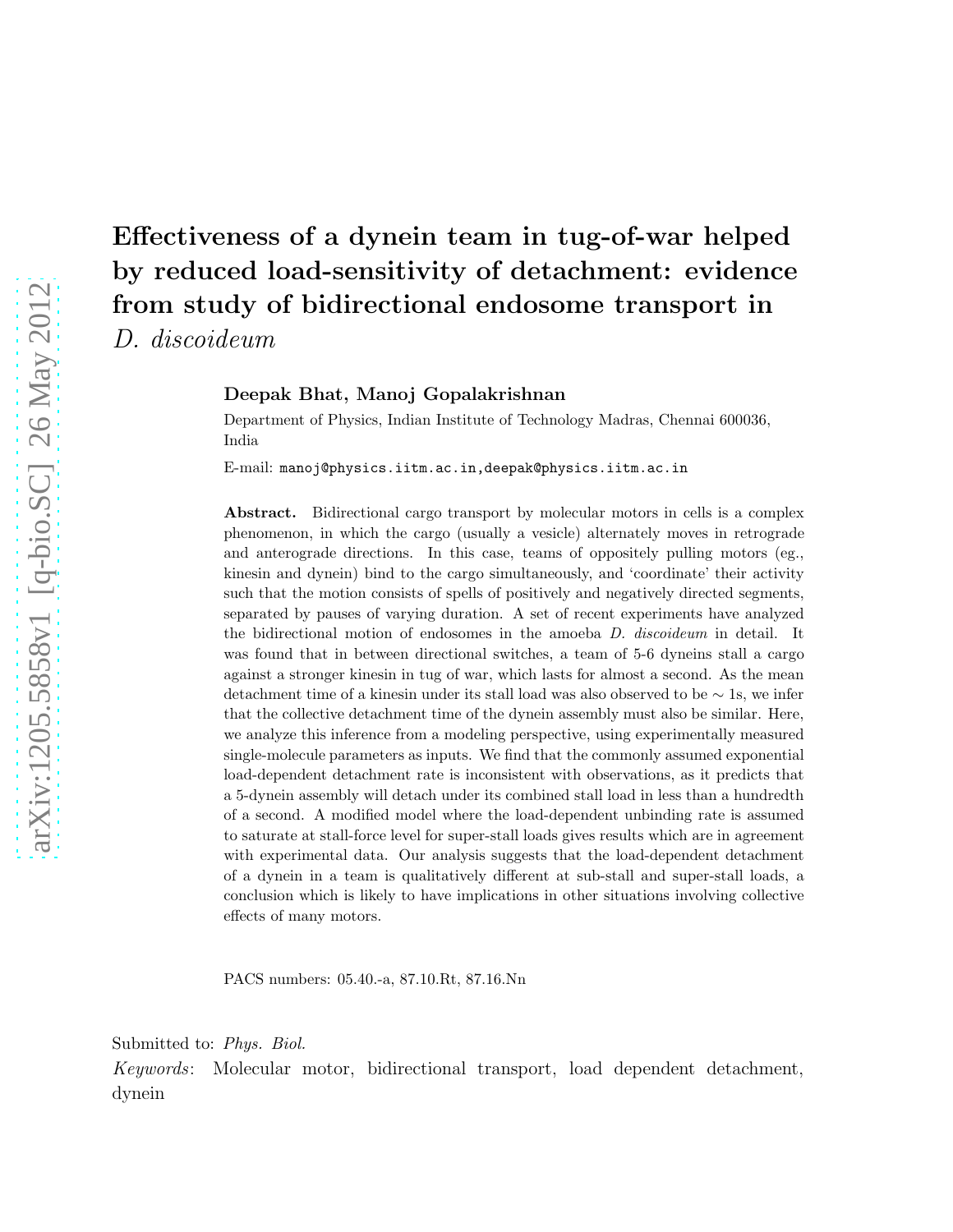# Effectiveness of a dynein team in tug-of-war helped by reduced load-sensitivity of detachment: evidence from study of bidirectional endosome transport in *D. discoideum*

**Deepak Bhat, Manoj Gopalakrishnan**

Department of Physics, Indian Institute of Technology Madras, Chennai 600036, India

E-mail: `manoj@physics.iitm.ac.in,deepak@physics.iitm.ac.in`

**Abstract.** Bidirectional cargo transport by molecular motors in cells is a complex phenomenon, in which the cargo (usually a vesicle) alternately moves in retrograde and anterograde directions. In this case, teams of oppositely pulling motors (eg., kinesin and dynein) bind to the cargo simultaneously, and 'coordinate' their activity such that the motion consists of spells of positively and negatively directed segments, separated by pauses of varying duration. A set of recent experiments have analyzed the bidirectional motion of endosomes in the amoeba *D. discoideum* in detail. It was found that in between directional switches, a team of 5-6 dyneins stall a cargo against a stronger kinesin in tug of war, which lasts for almost a second. As the mean detachment time of a kinesin under its stall load was also observed to be $\sim$ 1s, we infer that the collective detachment time of the dynein assembly must also be similar. Here, we analyze this inference from a modeling perspective, using experimentally measured single-molecule parameters as inputs. We find that the commonly assumed exponential load-dependent detachment rate is inconsistent with observations, as it predicts that a 5-dynein assembly will detach under its combined stall load in less than a hundredth of a second. A modified model where the load-dependent unbinding rate is assumed to saturate at stall-force level for super-stall loads gives results which are in agreement with experimental data. Our analysis suggests that the load-dependent detachment of a dynein in a team is qualitatively different at sub-stall and super-stall loads, a conclusion which is likely to have implications in other situations involving collective effects of many motors.

PACS numbers: 05.40.-a, 87.10.Rt, 87.16.Nn

Submitted to: *Phys. Biol.*

*Keywords*: Molecular motor, bidirectional transport, load dependent detachment, dynein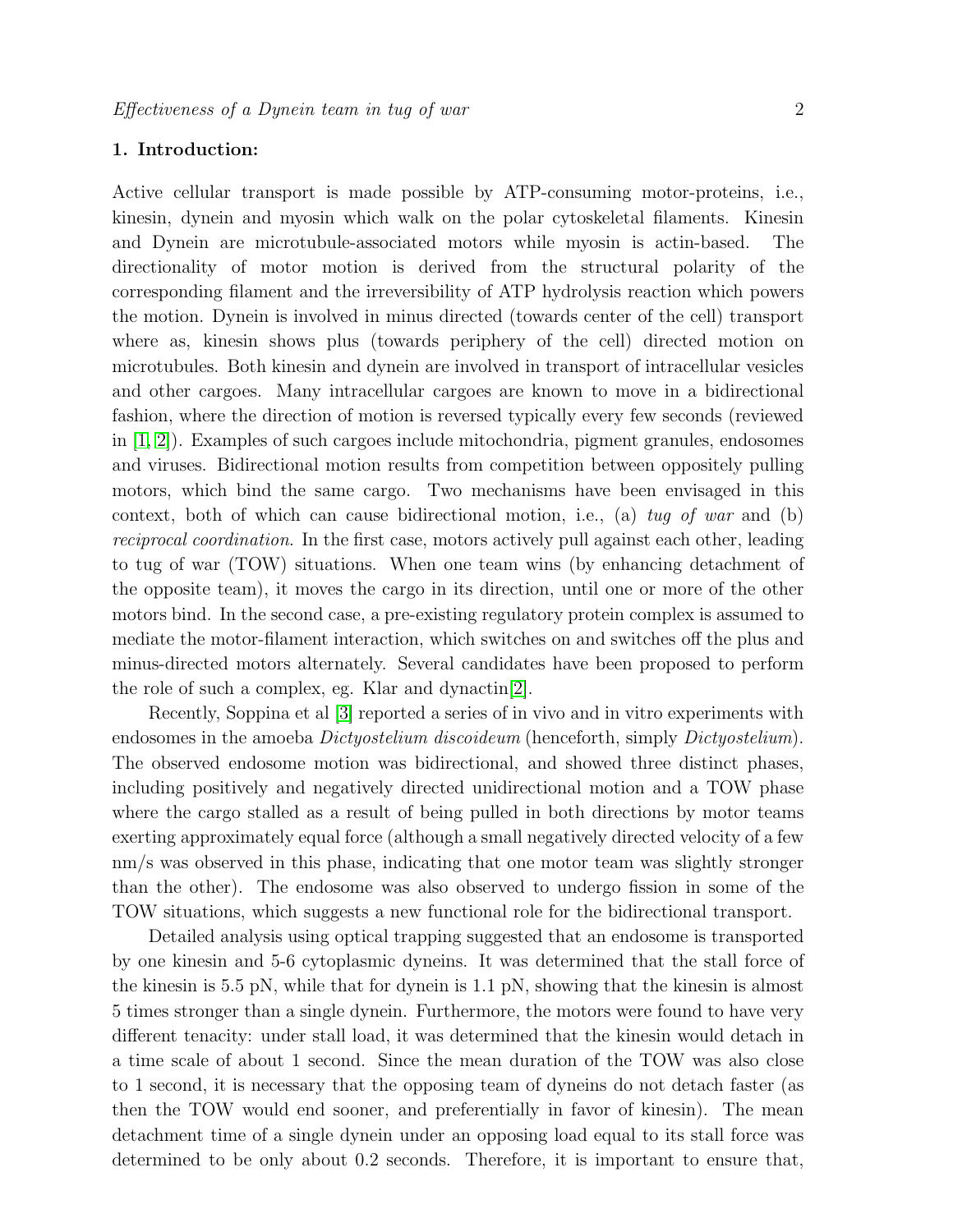## 1. Introduction:

Active cellular transport is made possible by ATP-consuming motor-proteins, i.e., kinesin, dynein and myosin which walk on the polar cytoskeletal filaments. Kinesin and Dynein are microtubule-associated motors while myosin is actin-based. The directionality of motor motion is derived from the structural polarity of the corresponding filament and the irreversibility of ATP hydrolysis reaction which powers the motion. Dynein is involved in minus directed (towards center of the cell) transport where as, kinesin shows plus (towards periphery of the cell) directed motion on microtubules. Both kinesin and dynein are involved in transport of intracellular vesicles and other cargoes. Many intracellular cargoes are known to move in a bidirectional fashion, where the direction of motion is reversed typically every few seconds (reviewed in [1, 2]). Examples of such cargoes include mitochondria, pigment granules, endosomes and viruses. Bidirectional motion results from competition between oppositely pulling motors, which bind the same cargo. Two mechanisms have been envisaged in this context, both of which can cause bidirectional motion, i.e., (a) *tug of war* and (b) *reciprocal coordination*. In the first case, motors actively pull against each other, leading to tug of war (TOW) situations. When one team wins (by enhancing detachment of the opposite team), it moves the cargo in its direction, until one or more of the other motors bind. In the second case, a pre-existing regulatory protein complex is assumed to mediate the motor-filament interaction, which switches on and switches off the plus and minus-directed motors alternately. Several candidates have been proposed to perform the role of such a complex, eg. Klar and dynactin[2].

Recently, Soppina et al [3] reported a series of in vivo and in vitro experiments with endosomes in the amoeba *Dictyostelium discoideum* (henceforth, simply *Dictyostelium*). The observed endosome motion was bidirectional, and showed three distinct phases, including positively and negatively directed unidirectional motion and a TOW phase where the cargo stalled as a result of being pulled in both directions by motor teams exerting approximately equal force (although a small negatively directed velocity of a few nm/s was observed in this phase, indicating that one motor team was slightly stronger than the other). The endosome was also observed to undergo fission in some of the TOW situations, which suggests a new functional role for the bidirectional transport.

Detailed analysis using optical trapping suggested that an endosome is transported by one kinesin and 5-6 cytoplasmic dyneins. It was determined that the stall force of the kinesin is 5.5 pN, while that for dynein is 1.1 pN, showing that the kinesin is almost 5 times stronger than a single dynein. Furthermore, the motors were found to have very different tenacity: under stall load, it was determined that the kinesin would detach in a time scale of about 1 second. Since the mean duration of the TOW was also close to 1 second, it is necessary that the opposing team of dyneins do not detach faster (as then the TOW would end sooner, and preferentially in favor of kinesin). The mean detachment time of a single dynein under an opposing load equal to its stall force was determined to be only about 0.2 seconds. Therefore, it is important to ensure that,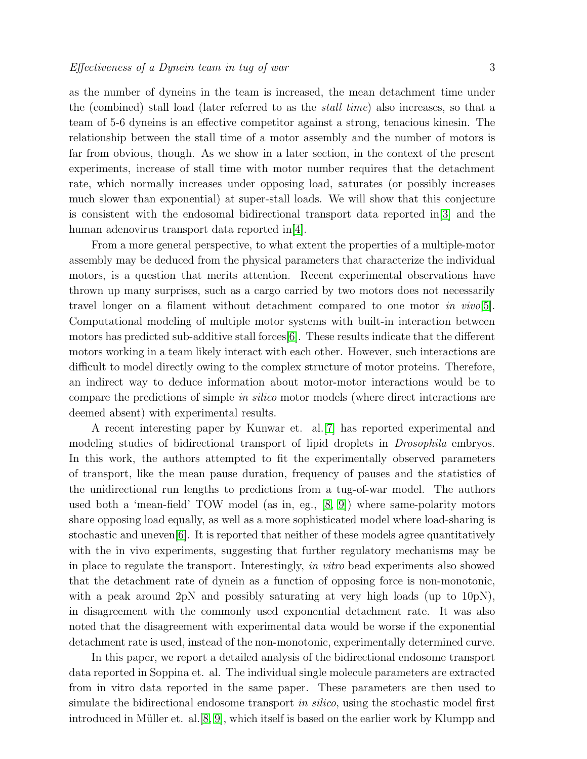as the number of dyneins in the team is increased, the mean detachment time under the (combined) stall load (later referred to as the *stall time*) also increases, so that a team of 5-6 dyneins is an effective competitor against a strong, tenacious kinesin. The relationship between the stall time of a motor assembly and the number of motors is far from obvious, though. As we show in a later section, in the context of the present experiments, increase of stall time with motor number requires that the detachment rate, which normally increases under opposing load, saturates (or possibly increases much slower than exponential) at super-stall loads. We will show that this conjecture is consistent with the endosomal bidirectional transport data reported in[3] and the human adenovirus transport data reported in[4].

From a more general perspective, to what extent the properties of a multiple-motor assembly may be deduced from the physical parameters that characterize the individual motors, is a question that merits attention. Recent experimental observations have thrown up many surprises, such as a cargo carried by two motors does not necessarily travel longer on a filament without detachment compared to one motor *in vivo*[5]. Computational modeling of multiple motor systems with built-in interaction between motors has predicted sub-additive stall forces[6]. These results indicate that the different motors working in a team likely interact with each other. However, such interactions are difficult to model directly owing to the complex structure of motor proteins. Therefore, an indirect way to deduce information about motor-motor interactions would be to compare the predictions of simple *in silico* motor models (where direct interactions are deemed absent) with experimental results.

A recent interesting paper by Kunwar et. al.[7] has reported experimental and modeling studies of bidirectional transport of lipid droplets in *Drosophila* embryos. In this work, the authors attempted to fit the experimentally observed parameters of transport, like the mean pause duration, frequency of pauses and the statistics of the unidirectional run lengths to predictions from a tug-of-war model. The authors used both a 'mean-field' TOW model (as in, eg., [8, 9]) where same-polarity motors share opposing load equally, as well as a more sophisticated model where load-sharing is stochastic and uneven[6]. It is reported that neither of these models agree quantitatively with the in vivo experiments, suggesting that further regulatory mechanisms may be in place to regulate the transport. Interestingly, *in vitro* bead experiments also showed that the detachment rate of dynein as a function of opposing force is non-monotonic, with a peak around 2pN and possibly saturating at very high loads (up to 10pN), in disagreement with the commonly used exponential detachment rate. It was also noted that the disagreement with experimental data would be worse if the exponential detachment rate is used, instead of the non-monotonic, experimentally determined curve.

In this paper, we report a detailed analysis of the bidirectional endosome transport data reported in Soppina et. al. The individual single molecule parameters are extracted from in vitro data reported in the same paper. These parameters are then used to simulate the bidirectional endosome transport *in silico*, using the stochastic model first introduced in Müller et. al.[8, 9], which itself is based on the earlier work by Klumpp and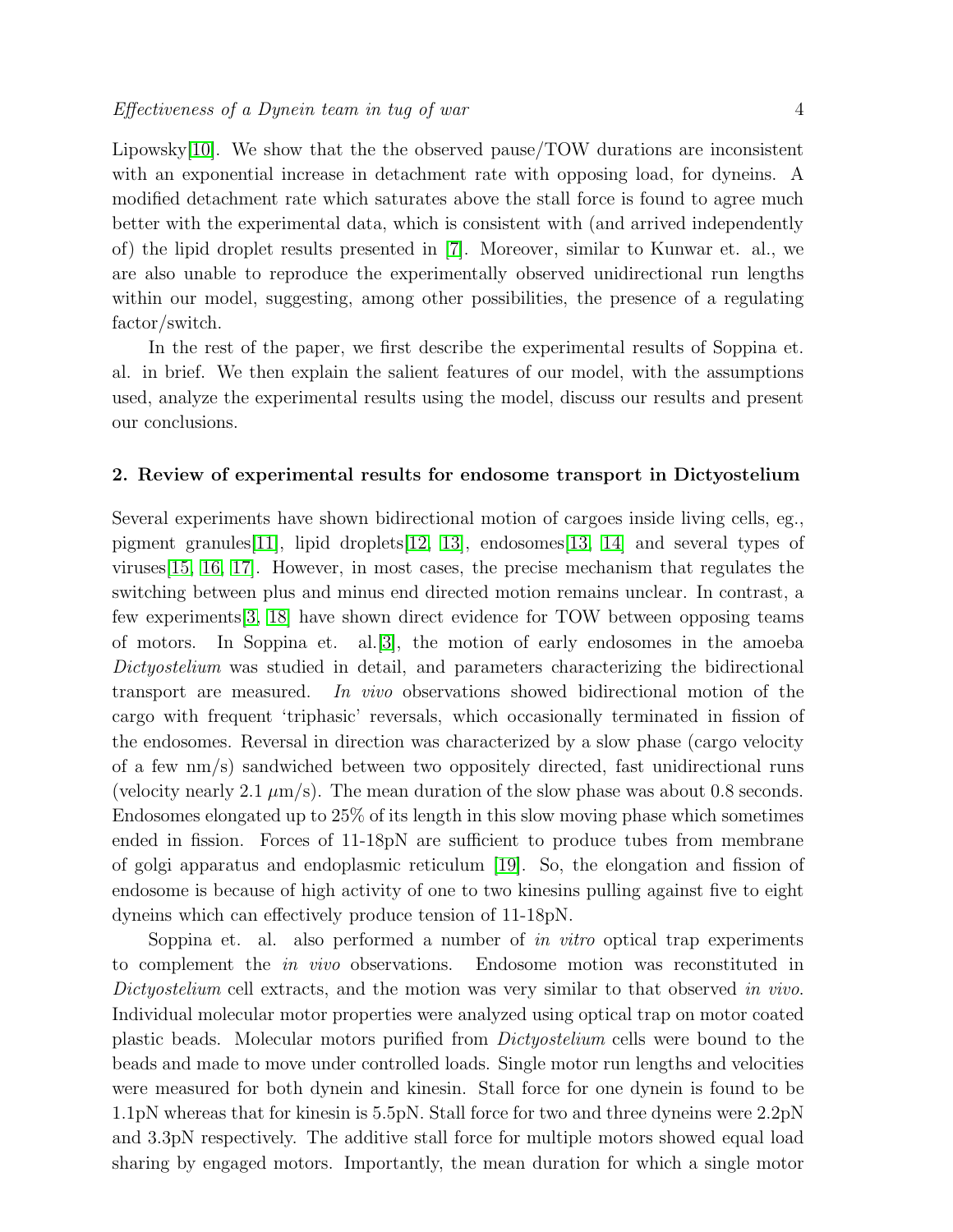Lipowsky[10]. We show that the the observed pause/TOW durations are inconsistent with an exponential increase in detachment rate with opposing load, for dyneins. A modified detachment rate which saturates above the stall force is found to agree much better with the experimental data, which is consistent with (and arrived independently of) the lipid droplet results presented in [7]. Moreover, similar to Kunwar et. al., we are also unable to reproduce the experimentally observed unidirectional run lengths within our model, suggesting, among other possibilities, the presence of a regulating factor/switch.

In the rest of the paper, we first describe the experimental results of Soppina et. al. in brief. We then explain the salient features of our model, with the assumptions used, analyze the experimental results using the model, discuss our results and present our conclusions.

## 2. Review of experimental results for endosome transport in Dictyostelium

Several experiments have shown bidirectional motion of cargoes inside living cells, eg., pigment granules[11], lipid droplets[12, 13], endosomes[13, 14] and several types of viruses[15, 16, 17]. However, in most cases, the precise mechanism that regulates the switching between plus and minus end directed motion remains unclear. In contrast, a few experiments[3, 18] have shown direct evidence for TOW between opposing teams of motors. In Soppina et. al.[3], the motion of early endosomes in the amoeba *Dictyostelium* was studied in detail, and parameters characterizing the bidirectional transport are measured. *In vivo* observations showed bidirectional motion of the cargo with frequent 'triphasic' reversals, which occasionally terminated in fission of the endosomes. Reversal in direction was characterized by a slow phase (cargo velocity of a few nm/s) sandwiched between two oppositely directed, fast unidirectional runs (velocity nearly 2.1 $\mu$m/s). The mean duration of the slow phase was about 0.8 seconds. Endosomes elongated up to 25% of its length in this slow moving phase which sometimes ended in fission. Forces of 11-18pN are sufficient to produce tubes from membrane of golgi apparatus and endoplasmic reticulum [19]. So, the elongation and fission of endosome is because of high activity of one to two kinesins pulling against five to eight dyneins which can effectively produce tension of 11-18pN.

Soppina et. al. also performed a number of *in vitro* optical trap experiments to complement the *in vivo* observations. Endosome motion was reconstituted in *Dictyostelium* cell extracts, and the motion was very similar to that observed *in vivo*. Individual molecular motor properties were analyzed using optical trap on motor coated plastic beads. Molecular motors purified from *Dictyostelium* cells were bound to the beads and made to move under controlled loads. Single motor run lengths and velocities were measured for both dynein and kinesin. Stall force for one dynein is found to be 1.1pN whereas that for kinesin is 5.5pN. Stall force for two and three dyneins were 2.2pN and 3.3pN respectively. The additive stall force for multiple motors showed equal load sharing by engaged motors. Importantly, the mean duration for which a single motor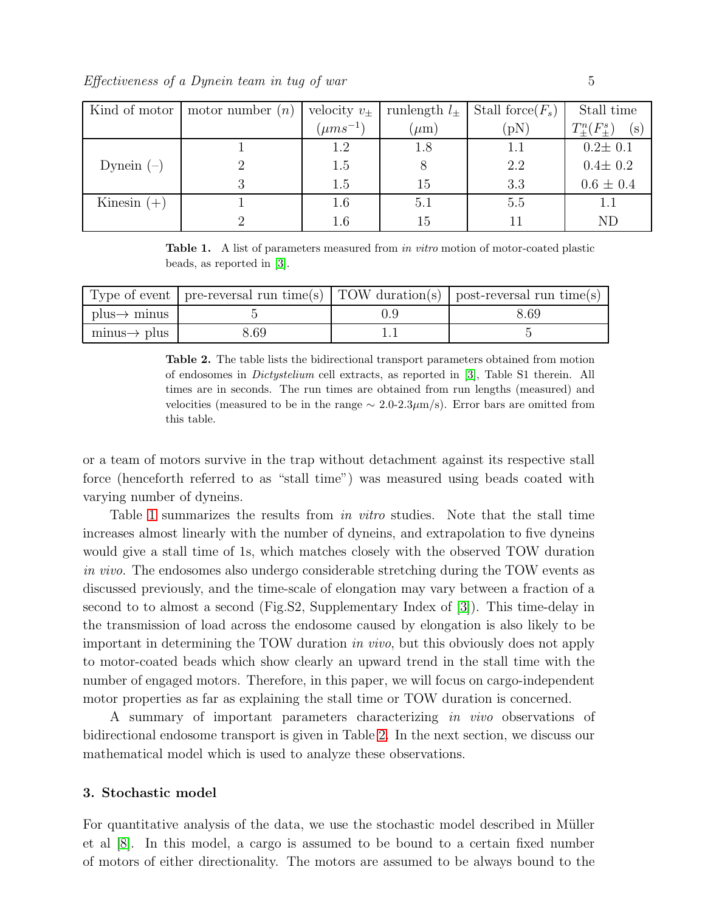| Kind of motor | motor number ($n$) | velocity $v_{\pm}$ ($\mu ms^{-1}$) | runlength $l_{\pm}$ ($\mu$m) | Stall force($F_s$) (pN) | Stall time $T^n_{\pm}(F^s_{\pm})$ (s) |
|---|---|---|---|---|---|
| Dynein (−) | 1 | 1.2 | 1.8 | 1.1 | 0.2± 0.1 |
| | 2 | 1.5 | 8 | 2.2 | 0.4± 0.2 |
| | 3 | 1.5 | 15 | 3.3 | 0.6 ± 0.4 |
| Kinesin (+) | 1 | 1.6 | 5.1 | 5.5 | 1.1 |
| | 2 | 1.6 | 15 | 11 | ND |

**Table 1.** A list of parameters measured from *in vitro* motion of motor-coated plastic beads, as reported in [3].

| Type of event | pre-reversal run time(s) | TOW duration(s) | post-reversal run time(s) |
|---|---|---|---|
| plus→ minus | 5 | 0.9 | 8.69 |
| minus→ plus | 8.69 | 1.1 | 5 |

**Table 2.** The table lists the bidirectional transport parameters obtained from motion of endosomes in *Dictystelium* cell extracts, as reported in [3], Table S1 therein. All times are in seconds. The run times are obtained from run lengths (measured) and velocities (measured to be in the range ∼ 2.0-2.3$\mu$m/s). Error bars are omitted from this table.

or a team of motors survive in the trap without detachment against its respective stall force (henceforth referred to as "stall time") was measured using beads coated with varying number of dyneins.

Table 1 summarizes the results from *in vitro* studies. Note that the stall time increases almost linearly with the number of dyneins, and extrapolation to five dyneins would give a stall time of 1s, which matches closely with the observed TOW duration *in vivo*. The endosomes also undergo considerable stretching during the TOW events as discussed previously, and the time-scale of elongation may vary between a fraction of a second to to almost a second (Fig.S2, Supplementary Index of [3]). This time-delay in the transmission of load across the endosome caused by elongation is also likely to be important in determining the TOW duration *in vivo*, but this obviously does not apply to motor-coated beads which show clearly an upward trend in the stall time with the number of engaged motors. Therefore, in this paper, we will focus on cargo-independent motor properties as far as explaining the stall time or TOW duration is concerned.

A summary of important parameters characterizing *in vivo* observations of bidirectional endosome transport is given in Table 2. In the next section, we discuss our mathematical model which is used to analyze these observations.

## 3. Stochastic model

For quantitative analysis of the data, we use the stochastic model described in Müller et al [8]. In this model, a cargo is assumed to be bound to a certain fixed number of motors of either directionality. The motors are assumed to be always bound to the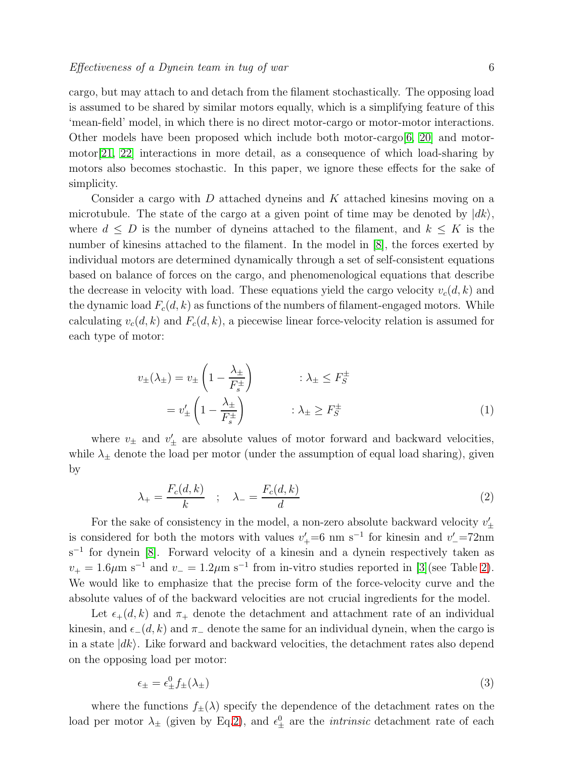cargo, but may attach to and detach from the filament stochastically. The opposing load is assumed to be shared by similar motors equally, which is a simplifying feature of this 'mean-field' model, in which there is no direct motor-cargo or motor-motor interactions. Other models have been proposed which include both motor-cargo[6, 20] and motor-motor[21, 22] interactions in more detail, as a consequence of which load-sharing by motors also becomes stochastic. In this paper, we ignore these effects for the sake of simplicity.

Consider a cargo with $D$ attached dyneins and $K$ attached kinesins moving on a microtubule. The state of the cargo at a given point of time may be denoted by $|dk\rangle$, where $d \leq D$ is the number of dyneins attached to the filament, and $k \leq K$ is the number of kinesins attached to the filament. In the model in [8], the forces exerted by individual motors are determined dynamically through a set of self-consistent equations based on balance of forces on the cargo, and phenomenological equations that describe the decrease in velocity with load. These equations yield the cargo velocity $v_c(d,k)$ and the dynamic load $F_c(d,k)$ as functions of the numbers of filament-engaged motors. While calculating $v_c(d,k)$ and $F_c(d,k)$, a piecewise linear force-velocity relation is assumed for each type of motor:

$$
\begin{aligned}
v_{\pm}(\lambda_{\pm}) &= v_{\pm}\left(1 - \frac{\lambda_{\pm}}{F_s^{\pm}}\right) \qquad &: \lambda_{\pm} \leq F_S^{\pm} \\
&= v'_{\pm}\left(1 - \frac{\lambda_{\pm}}{F_s^{\pm}}\right) \qquad &: \lambda_{\pm} \geq F_S^{\pm}
\end{aligned}
\tag{1}
$$

where $v_{\pm}$ and $v'_{\pm}$ are absolute values of motor forward and backward velocities, while $\lambda_{\pm}$ denote the load per motor (under the assumption of equal load sharing), given by

$$
\lambda_{+} = \frac{F_c(d,k)}{k} \quad ; \quad \lambda_{-} = \frac{F_c(d,k)}{d}
\tag{2}
$$

For the sake of consistency in the model, a non-zero absolute backward velocity $v'_{\pm}$ is considered for both the motors with values $v'_{+}$=6 nm s$^{-1}$ for kinesin and $v'_{-}$=72nm s$^{-1}$ for dynein [8]. Forward velocity of a kinesin and a dynein respectively taken as $v_{+} = 1.6\mu$m s$^{-1}$ and $v_{-} = 1.2\mu$m s$^{-1}$ from in-vitro studies reported in [3](see Table 2). We would like to emphasize that the precise form of the force-velocity curve and the absolute values of of the backward velocities are not crucial ingredients for the model.

Let $\epsilon_{+}(d,k)$ and $\pi_{+}$ denote the detachment and attachment rate of an individual kinesin, and $\epsilon_{-}(d,k)$ and $\pi_{-}$ denote the same for an individual dynein, when the cargo is in a state $|dk\rangle$. Like forward and backward velocities, the detachment rates also depend on the opposing load per motor:

$$
\epsilon_{\pm} = \epsilon_{\pm}^{0} f_{\pm}(\lambda_{\pm})
\tag{3}
$$

where the functions $f_{\pm}(\lambda)$ specify the dependence of the detachment rates on the load per motor $\lambda_{\pm}$ (given by Eq.2), and $\epsilon_{\pm}^{0}$ are the *intrinsic* detachment rate of each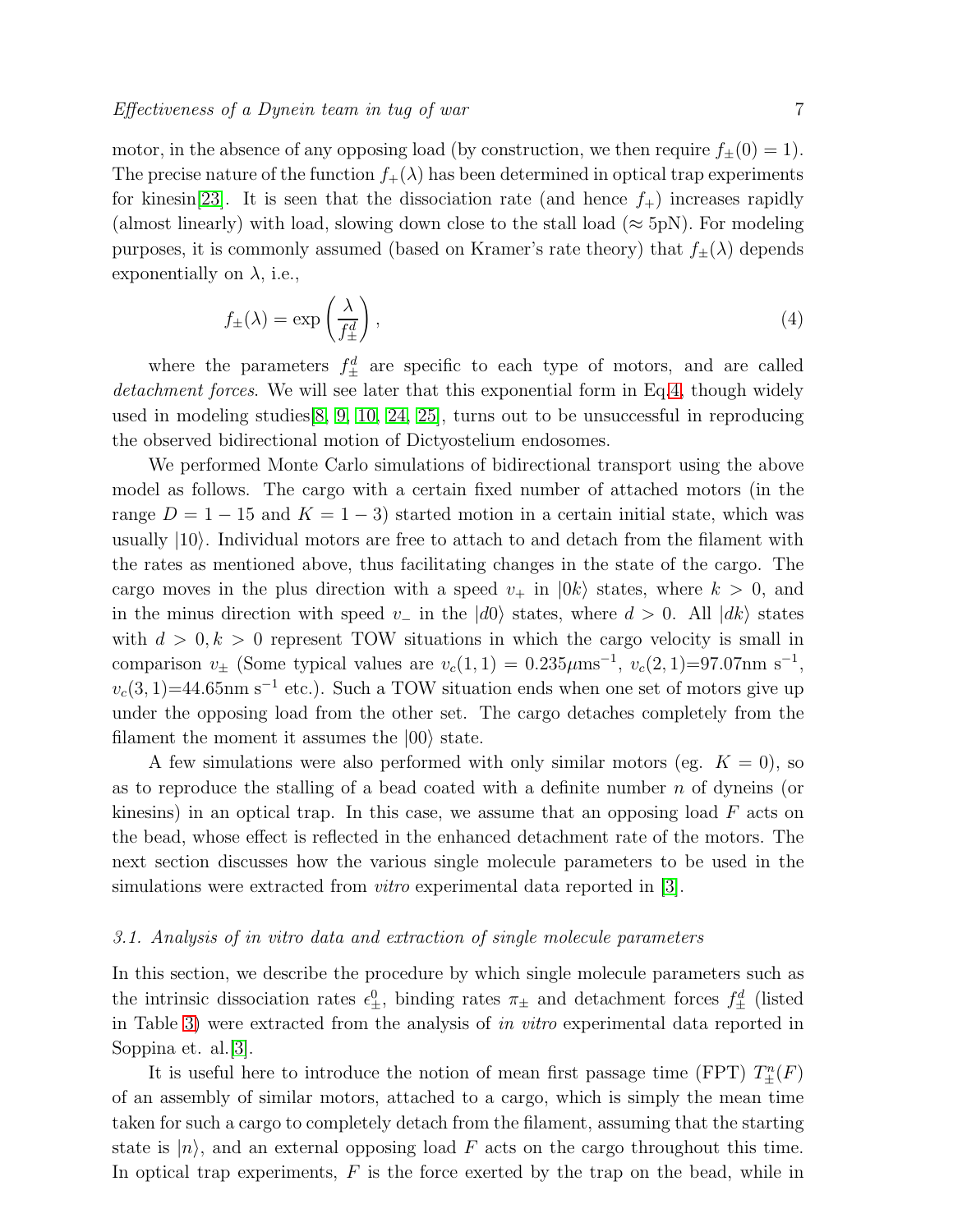motor, in the absence of any opposing load (by construction, we then require $f_{\pm}(0) = 1$). The precise nature of the function $f_{+}(\lambda)$ has been determined in optical trap experiments for kinesin[23]. It is seen that the dissociation rate (and hence $f_{+}$) increases rapidly (almost linearly) with load, slowing down close to the stall load ($\approx 5$pN). For modeling purposes, it is commonly assumed (based on Kramer's rate theory) that $f_{\pm}(\lambda)$ depends exponentially on $\lambda$, i.e.,

$$f_{\pm}(\lambda) = \exp\left(\frac{\lambda}{f_{\pm}^{d}}\right), \tag{4}$$

where the parameters $f_{\pm}^{d}$ are specific to each type of motors, and are called *detachment forces*. We will see later that this exponential form in Eq.4, though widely used in modeling studies[8, 9, 10, 24, 25], turns out to be unsuccessful in reproducing the observed bidirectional motion of Dictyostelium endosomes.

We performed Monte Carlo simulations of bidirectional transport using the above model as follows. The cargo with a certain fixed number of attached motors (in the range $D = 1 - 15$ and $K = 1 - 3$) started motion in a certain initial state, which was usually $|10\rangle$. Individual motors are free to attach to and detach from the filament with the rates as mentioned above, thus facilitating changes in the state of the cargo. The cargo moves in the plus direction with a speed $v_{+}$ in $|0k\rangle$ states, where $k > 0$, and in the minus direction with speed $v_{-}$ in the $|d0\rangle$ states, where $d > 0$. All $|dk\rangle$ states with $d > 0, k > 0$ represent TOW situations in which the cargo velocity is small in comparison $v_{\pm}$ (Some typical values are $v_c(1,1) = 0.235\mu\text{ms}^{-1}$, $v_c(2,1)$=97.07nm s$^{-1}$, $v_c(3,1)$=44.65nm s$^{-1}$ etc.). Such a TOW situation ends when one set of motors give up under the opposing load from the other set. The cargo detaches completely from the filament the moment it assumes the $|00\rangle$ state.

A few simulations were also performed with only similar motors (eg. $K = 0$), so as to reproduce the stalling of a bead coated with a definite number $n$ of dyneins (or kinesins) in an optical trap. In this case, we assume that an opposing load $F$ acts on the bead, whose effect is reflected in the enhanced detachment rate of the motors. The next section discusses how the various single molecule parameters to be used in the simulations were extracted from *vitro* experimental data reported in [3].

### 3.1. Analysis of in vitro data and extraction of single molecule parameters

In this section, we describe the procedure by which single molecule parameters such as the intrinsic dissociation rates $\epsilon_{\pm}^{0}$, binding rates $\pi_{\pm}$ and detachment forces $f_{\pm}^{d}$ (listed in Table 3) were extracted from the analysis of *in vitro* experimental data reported in Soppina et. al.[3].

It is useful here to introduce the notion of mean first passage time (FPT) $T_{\pm}^{n}(F)$ of an assembly of similar motors, attached to a cargo, which is simply the mean time taken for such a cargo to completely detach from the filament, assuming that the starting state is $|n\rangle$, and an external opposing load $F$ acts on the cargo throughout this time. In optical trap experiments, $F$ is the force exerted by the trap on the bead, while in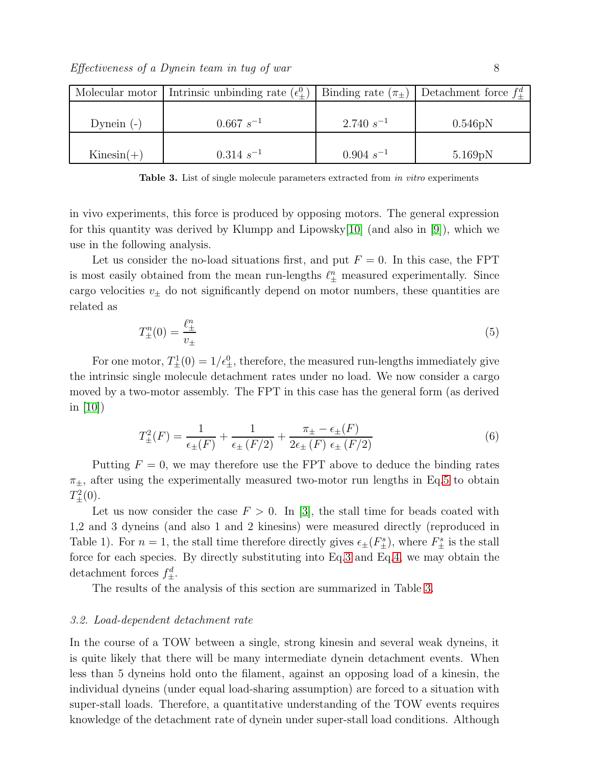| Molecular motor | Intrinsic unbinding rate ($\epsilon^0_\pm$) | Binding rate ($\pi_\pm$) | Detachment force $f^d_\pm$ |
|---|---|---|---|
| Dynein (-) | 0.667 $s^{-1}$ | 2.740 $s^{-1}$ | 0.546pN |
| Kinesin(+) | 0.314 $s^{-1}$ | 0.904 $s^{-1}$ | 5.169pN |

**Table 3.** List of single molecule parameters extracted from *in vitro* experiments

in vivo experiments, this force is produced by opposing motors. The general expression for this quantity was derived by Klumpp and Lipowsky[10] (and also in [9]), which we use in the following analysis.

Let us consider the no-load situations first, and put $F = 0$. In this case, the FPT is most easily obtained from the mean run-lengths $\ell^n_\pm$ measured experimentally. Since cargo velocities $v_\pm$ do not significantly depend on motor numbers, these quantities are related as

$$T^n_\pm(0) = \frac{\ell^n_\pm}{v_\pm} \tag{5}$$

For one motor, $T^1_\pm(0) = 1/\epsilon^0_\pm$, therefore, the measured run-lengths immediately give the intrinsic single molecule detachment rates under no load. We now consider a cargo moved by a two-motor assembly. The FPT in this case has the general form (as derived in [10])

$$T^2_\pm(F) = \frac{1}{\epsilon_\pm(F)} + \frac{1}{\epsilon_\pm(F/2)} + \frac{\pi_\pm - \epsilon_\pm(F)}{2\epsilon_\pm(F)\,\epsilon_\pm(F/2)} \tag{6}$$

Putting $F = 0$, we may therefore use the FPT above to deduce the binding rates $\pi_\pm$, after using the experimentally measured two-motor run lengths in Eq.5 to obtain $T^2_\pm(0)$.

Let us now consider the case $F > 0$. In [3], the stall time for beads coated with 1,2 and 3 dyneins (and also 1 and 2 kinesins) were measured directly (reproduced in Table 1). For $n = 1$, the stall time therefore directly gives $\epsilon_\pm(F^s_\pm)$, where $F^s_\pm$ is the stall force for each species. By directly substituting into Eq.3 and Eq.4, we may obtain the detachment forces $f^d_\pm$.

The results of the analysis of this section are summarized in Table 3.

### *3.2. Load-dependent detachment rate*

In the course of a TOW between a single, strong kinesin and several weak dyneins, it is quite likely that there will be many intermediate dynein detachment events. When less than 5 dyneins hold onto the filament, against an opposing load of a kinesin, the individual dyneins (under equal load-sharing assumption) are forced to a situation with super-stall loads. Therefore, a quantitative understanding of the TOW events requires knowledge of the detachment rate of dynein under super-stall load conditions. Although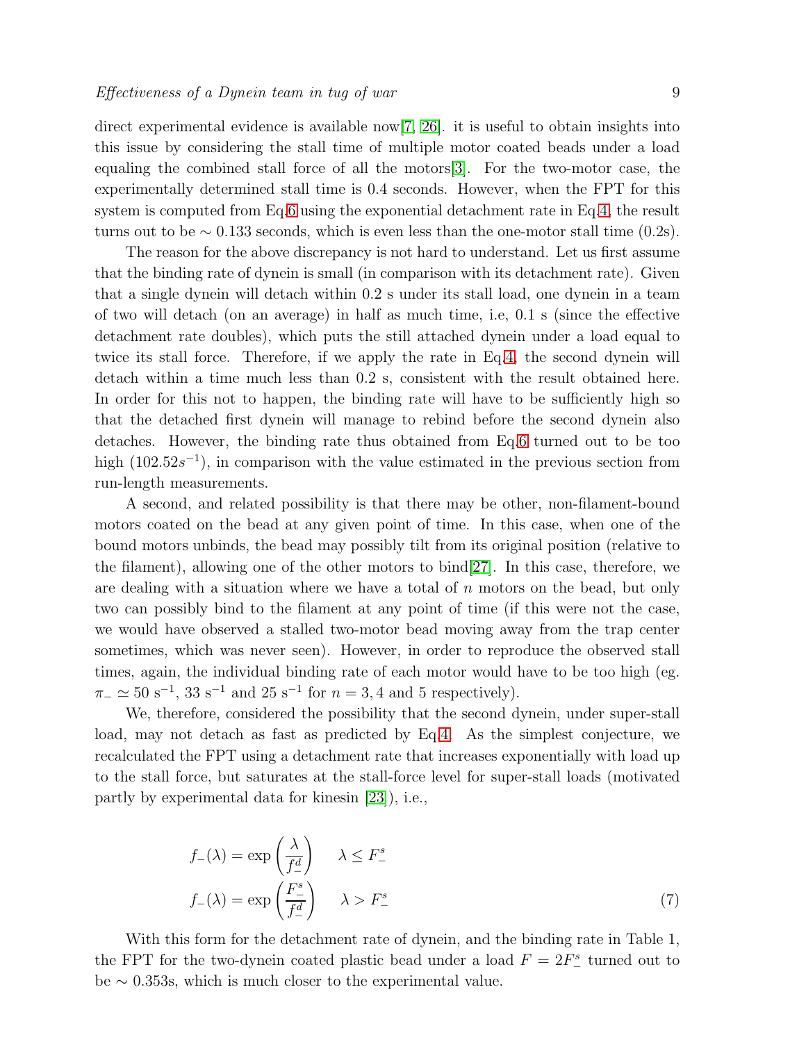direct experimental evidence is available now[7, 26]. it is useful to obtain insights into this issue by considering the stall time of multiple motor coated beads under a load equaling the combined stall force of all the motors[3]. For the two-motor case, the experimentally determined stall time is 0.4 seconds. However, when the FPT for this system is computed from Eq.6 using the exponential detachment rate in Eq.4, the result turns out to be $\sim 0.133$ seconds, which is even less than the one-motor stall time (0.2s).

The reason for the above discrepancy is not hard to understand. Let us first assume that the binding rate of dynein is small (in comparison with its detachment rate). Given that a single dynein will detach within 0.2 s under its stall load, one dynein in a team of two will detach (on an average) in half as much time, i.e, 0.1 s (since the effective detachment rate doubles), which puts the still attached dynein under a load equal to twice its stall force. Therefore, if we apply the rate in Eq.4, the second dynein will detach within a time much less than 0.2 s, consistent with the result obtained here. In order for this not to happen, the binding rate will have to be sufficiently high so that the detached first dynein will manage to rebind before the second dynein also detaches. However, the binding rate thus obtained from Eq.6 turned out to be too high ($102.52s^{-1}$), in comparison with the value estimated in the previous section from run-length measurements.

A second, and related possibility is that there may be other, non-filament-bound motors coated on the bead at any given point of time. In this case, when one of the bound motors unbinds, the bead may possibly tilt from its original position (relative to the filament), allowing one of the other motors to bind[27]. In this case, therefore, we are dealing with a situation where we have a total of $n$ motors on the bead, but only two can possibly bind to the filament at any point of time (if this were not the case, we would have observed a stalled two-motor bead moving away from the trap center sometimes, which was never seen). However, in order to reproduce the observed stall times, again, the individual binding rate of each motor would have to be too high (eg. $\pi_- \simeq 50$ s$^{-1}$, 33 s$^{-1}$ and 25 s$^{-1}$ for $n = 3, 4$ and 5 respectively).

We, therefore, considered the possibility that the second dynein, under super-stall load, may not detach as fast as predicted by Eq.4. As the simplest conjecture, we recalculated the FPT using a detachment rate that increases exponentially with load up to the stall force, but saturates at the stall-force level for super-stall loads (motivated partly by experimental data for kinesin [23]), i.e.,

$$
\begin{aligned}
f_-(\lambda) &= \exp\left(\frac{\lambda}{f_-^d}\right) \qquad \lambda \leq F_-^s \\
f_-(\lambda) &= \exp\left(\frac{F_-^s}{f_-^d}\right) \qquad \lambda > F_-^s
\end{aligned}
\tag{7}
$$

With this form for the detachment rate of dynein, and the binding rate in Table 1, the FPT for the two-dynein coated plastic bead under a load $F = 2F_-^s$ turned out to be $\sim 0.353$s, which is much closer to the experimental value.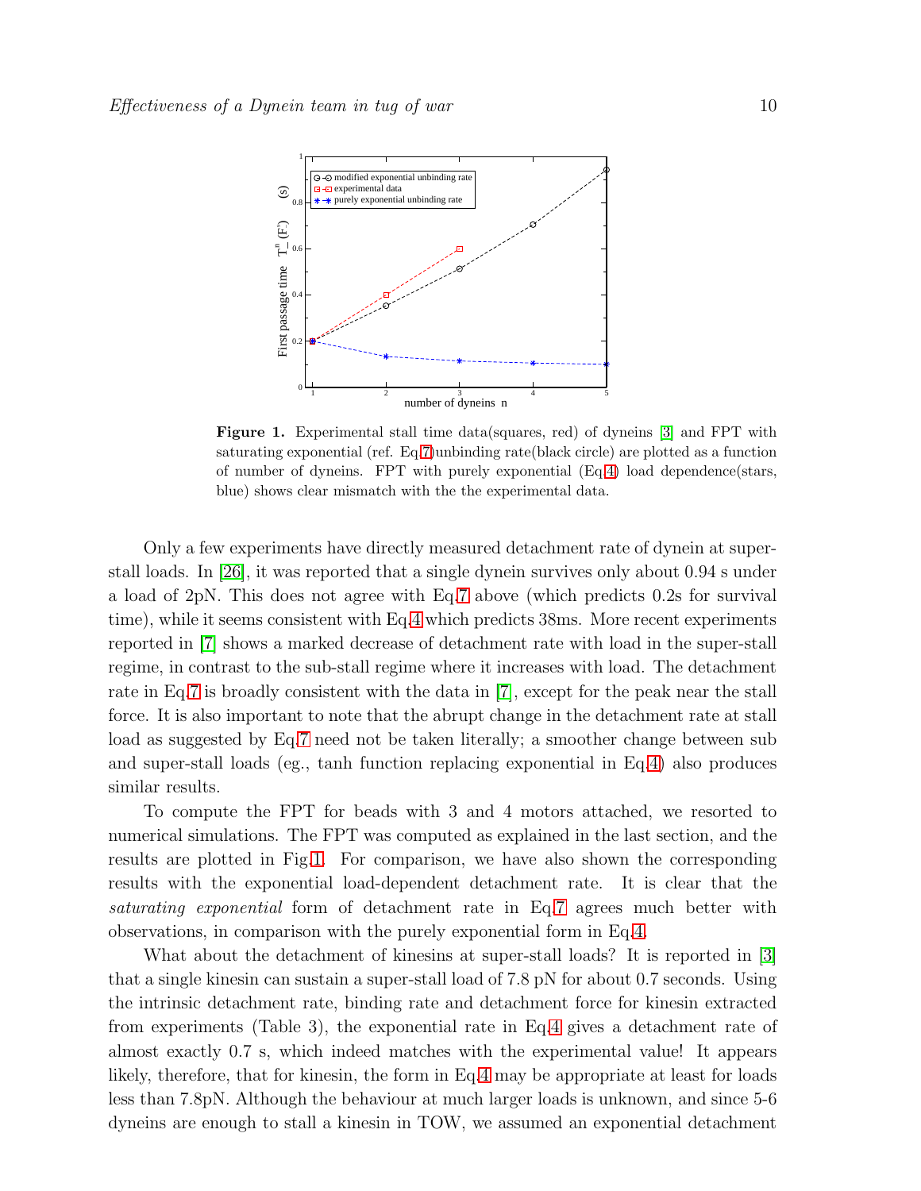**Figure 1.** Experimental stall time data(squares, red) of dyneins [3] and FPT with saturating exponential (ref. Eq.7)unbinding rate(black circle) are plotted as a function of number of dyneins. FPT with purely exponential (Eq.4) load dependence(stars, blue) shows clear mismatch with the the experimental data.

Only a few experiments have directly measured detachment rate of dynein at super-stall loads. In [26], it was reported that a single dynein survives only about 0.94 s under a load of 2pN. This does not agree with Eq.7 above (which predicts 0.2s for survival time), while it seems consistent with Eq.4 which predicts 38ms. More recent experiments reported in [7] shows a marked decrease of detachment rate with load in the super-stall regime, in contrast to the sub-stall regime where it increases with load. The detachment rate in Eq.7 is broadly consistent with the data in [7], except for the peak near the stall force. It is also important to note that the abrupt change in the detachment rate at stall load as suggested by Eq.7 need not be taken literally; a smoother change between sub and super-stall loads (eg., tanh function replacing exponential in Eq.4) also produces similar results.

To compute the FPT for beads with 3 and 4 motors attached, we resorted to numerical simulations. The FPT was computed as explained in the last section, and the results are plotted in Fig.1. For comparison, we have also shown the corresponding results with the exponential load-dependent detachment rate. It is clear that the *saturating exponential* form of detachment rate in Eq.7 agrees much better with observations, in comparison with the purely exponential form in Eq.4.

What about the detachment of kinesins at super-stall loads? It is reported in [3] that a single kinesin can sustain a super-stall load of 7.8 pN for about 0.7 seconds. Using the intrinsic detachment rate, binding rate and detachment force for kinesin extracted from experiments (Table 3), the exponential rate in Eq.4 gives a detachment rate of almost exactly 0.7 s, which indeed matches with the experimental value! It appears likely, therefore, that for kinesin, the form in Eq.4 may be appropriate at least for loads less than 7.8pN. Although the behaviour at much larger loads is unknown, and since 5-6 dyneins are enough to stall a kinesin in TOW, we assumed an exponential detachment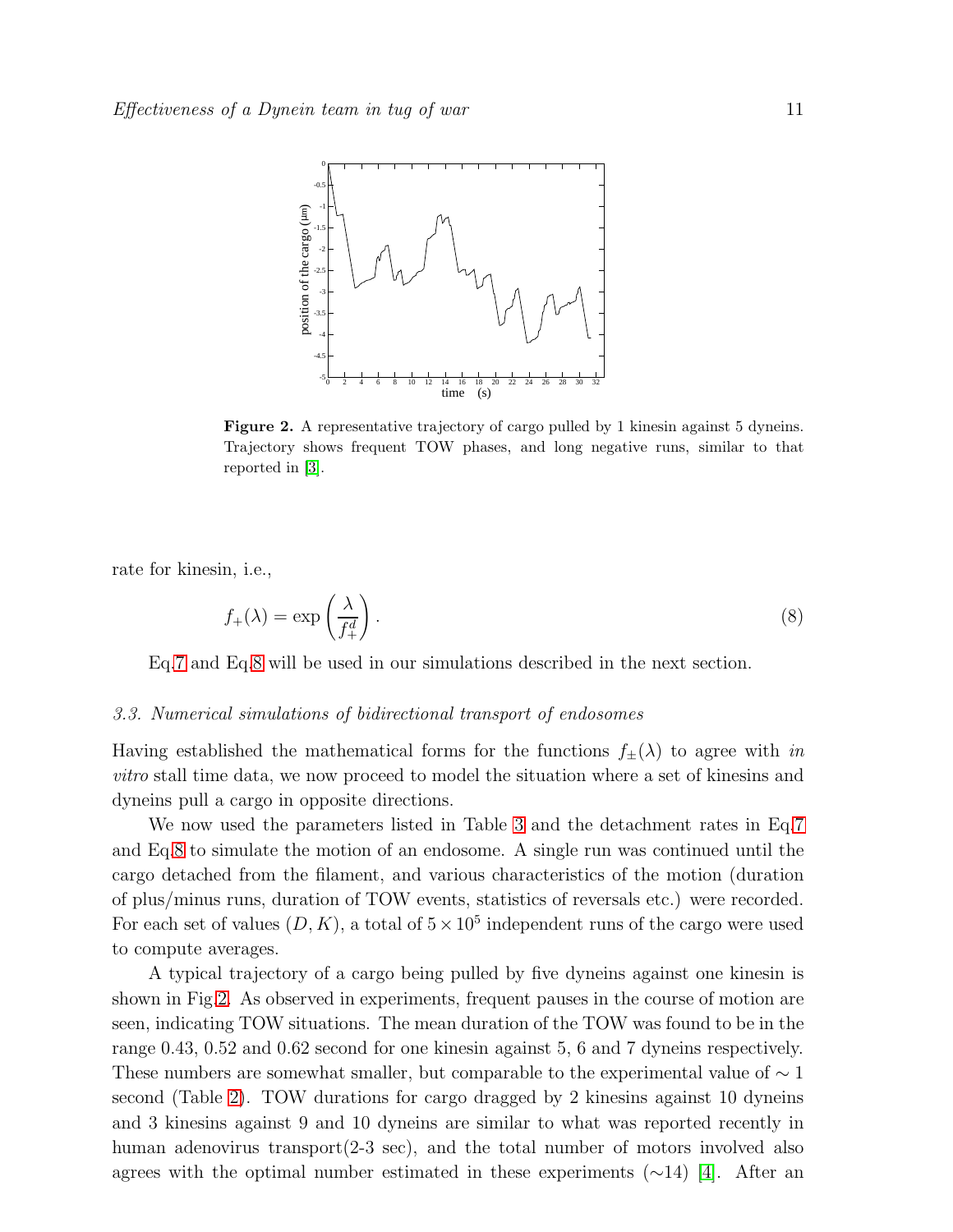**Figure 2.** A representative trajectory of cargo pulled by 1 kinesin against 5 dyneins. Trajectory shows frequent TOW phases, and long negative runs, similar to that reported in [3].

rate for kinesin, i.e.,

$$f_+(\lambda) = \exp\left(\frac{\lambda}{f_+^d}\right). \tag{8}$$

Eq.7 and Eq.8 will be used in our simulations described in the next section.

### 3.3. Numerical simulations of bidirectional transport of endosomes

Having established the mathematical forms for the functions $f_\pm(\lambda)$ to agree with *in vitro* stall time data, we now proceed to model the situation where a set of kinesins and dyneins pull a cargo in opposite directions.

We now used the parameters listed in Table 3 and the detachment rates in Eq.7 and Eq.8 to simulate the motion of an endosome. A single run was continued until the cargo detached from the filament, and various characteristics of the motion (duration of plus/minus runs, duration of TOW events, statistics of reversals etc.) were recorded. For each set of values $(D, K)$, a total of $5 \times 10^5$ independent runs of the cargo were used to compute averages.

A typical trajectory of a cargo being pulled by five dyneins against one kinesin is shown in Fig.2. As observed in experiments, frequent pauses in the course of motion are seen, indicating TOW situations. The mean duration of the TOW was found to be in the range 0.43, 0.52 and 0.62 second for one kinesin against 5, 6 and 7 dyneins respectively. These numbers are somewhat smaller, but comparable to the experimental value of $\sim 1$ second (Table 2). TOW durations for cargo dragged by 2 kinesins against 10 dyneins and 3 kinesins against 9 and 10 dyneins are similar to what was reported recently in human adenovirus transport(2-3 sec), and the total number of motors involved also agrees with the optimal number estimated in these experiments ($\sim$14) [4]. After an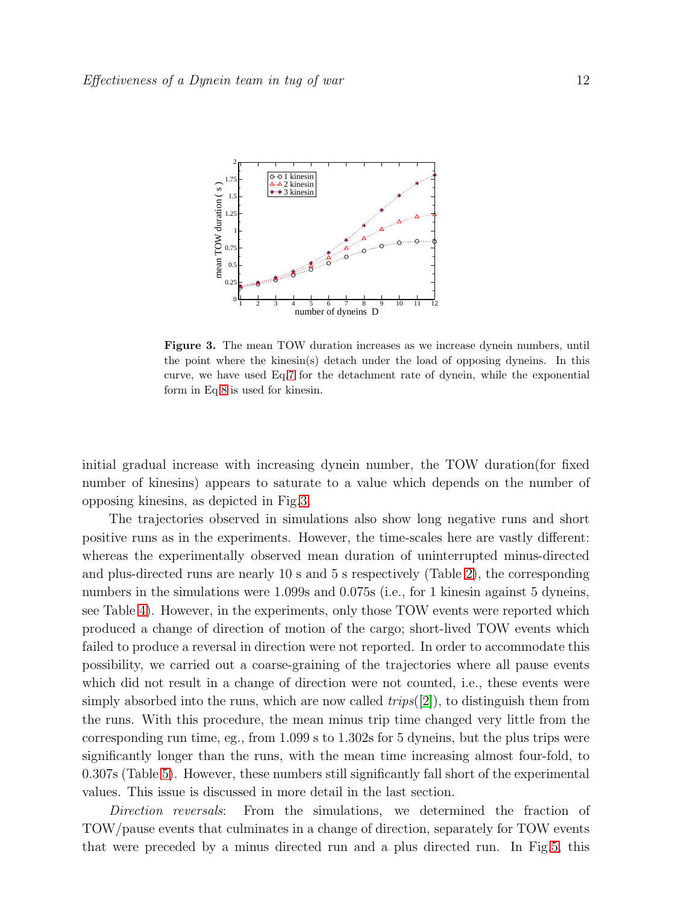**Figure 3.** The mean TOW duration increases as we increase dynein numbers, until the point where the kinesin(s) detach under the load of opposing dyneins. In this curve, we have used Eq.7 for the detachment rate of dynein, while the exponential form in Eq.8 is used for kinesin.

initial gradual increase with increasing dynein number, the TOW duration(for fixed number of kinesins) appears to saturate to a value which depends on the number of opposing kinesins, as depicted in Fig.3.

The trajectories observed in simulations also show long negative runs and short positive runs as in the experiments. However, the time-scales here are vastly different: whereas the experimentally observed mean duration of uninterrupted minus-directed and plus-directed runs are nearly 10 s and 5 s respectively (Table 2), the corresponding numbers in the simulations were 1.099s and 0.075s (i.e., for 1 kinesin against 5 dyneins, see Table 4). However, in the experiments, only those TOW events were reported which produced a change of direction of motion of the cargo; short-lived TOW events which failed to produce a reversal in direction were not reported. In order to accommodate this possibility, we carried out a coarse-graining of the trajectories where all pause events which did not result in a change of direction were not counted, i.e., these events were simply absorbed into the runs, which are now called *trips*([2]), to distinguish them from the runs. With this procedure, the mean minus trip time changed very little from the corresponding run time, eg., from 1.099 s to 1.302s for 5 dyneins, but the plus trips were significantly longer than the runs, with the mean time increasing almost four-fold, to 0.307s (Table 5). However, these numbers still significantly fall short of the experimental values. This issue is discussed in more detail in the last section.

*Direction reversals*: From the simulations, we determined the fraction of TOW/pause events that culminates in a change of direction, separately for TOW events that were preceded by a minus directed run and a plus directed run. In Fig.5, this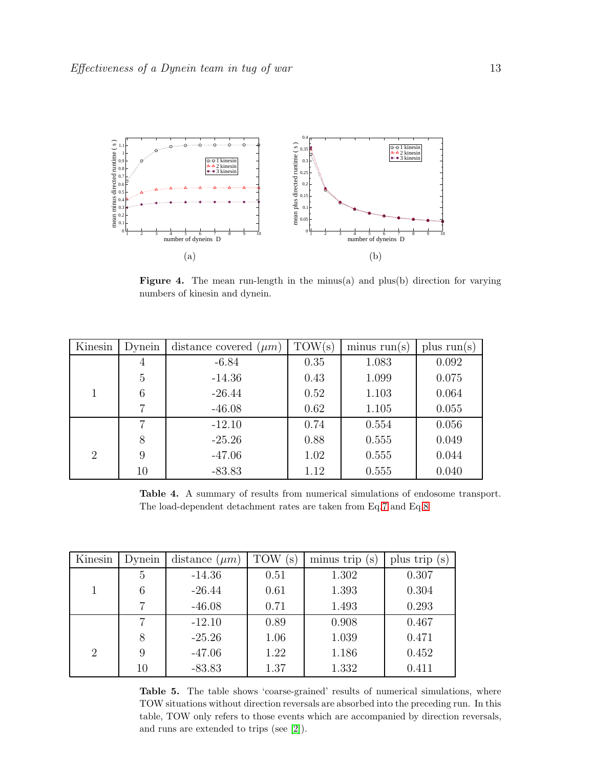**Figure 4.** The mean run-length in the minus(a) and plus(b) direction for varying numbers of kinesin and dynein.

| Kinesin | Dynein | distance covered ($\mu m$) | TOW(s) | minus run(s) | plus run(s) |
|---|---|---|---|---|---|
| 1 | 4 | -6.84 | 0.35 | 1.083 | 0.092 |
| | 5 | -14.36 | 0.43 | 1.099 | 0.075 |
| | 6 | -26.44 | 0.52 | 1.103 | 0.064 |
| | 7 | -46.08 | 0.62 | 1.105 | 0.055 |
| 2 | 7 | -12.10 | 0.74 | 0.554 | 0.056 |
| | 8 | -25.26 | 0.88 | 0.555 | 0.049 |
| | 9 | -47.06 | 1.02 | 0.555 | 0.044 |
| | 10 | -83.83 | 1.12 | 0.555 | 0.040 |

**Table 4.** A summary of results from numerical simulations of endosome transport. The load-dependent detachment rates are taken from Eq.7 and Eq.8.

| Kinesin | Dynein | distance ($\mu m$) | TOW (s) | minus trip (s) | plus trip (s) |
|---|---|---|---|---|---|
| 1 | 5 | -14.36 | 0.51 | 1.302 | 0.307 |
| | 6 | -26.44 | 0.61 | 1.393 | 0.304 |
| | 7 | -46.08 | 0.71 | 1.493 | 0.293 |
| 2 | 7 | -12.10 | 0.89 | 0.908 | 0.467 |
| | 8 | -25.26 | 1.06 | 1.039 | 0.471 |
| | 9 | -47.06 | 1.22 | 1.186 | 0.452 |
| | 10 | -83.83 | 1.37 | 1.332 | 0.411 |

**Table 5.** The table shows 'coarse-grained' results of numerical simulations, where TOW situations without direction reversals are absorbed into the preceding run. In this table, TOW only refers to those events which are accompanied by direction reversals, and runs are extended to trips (see [2]).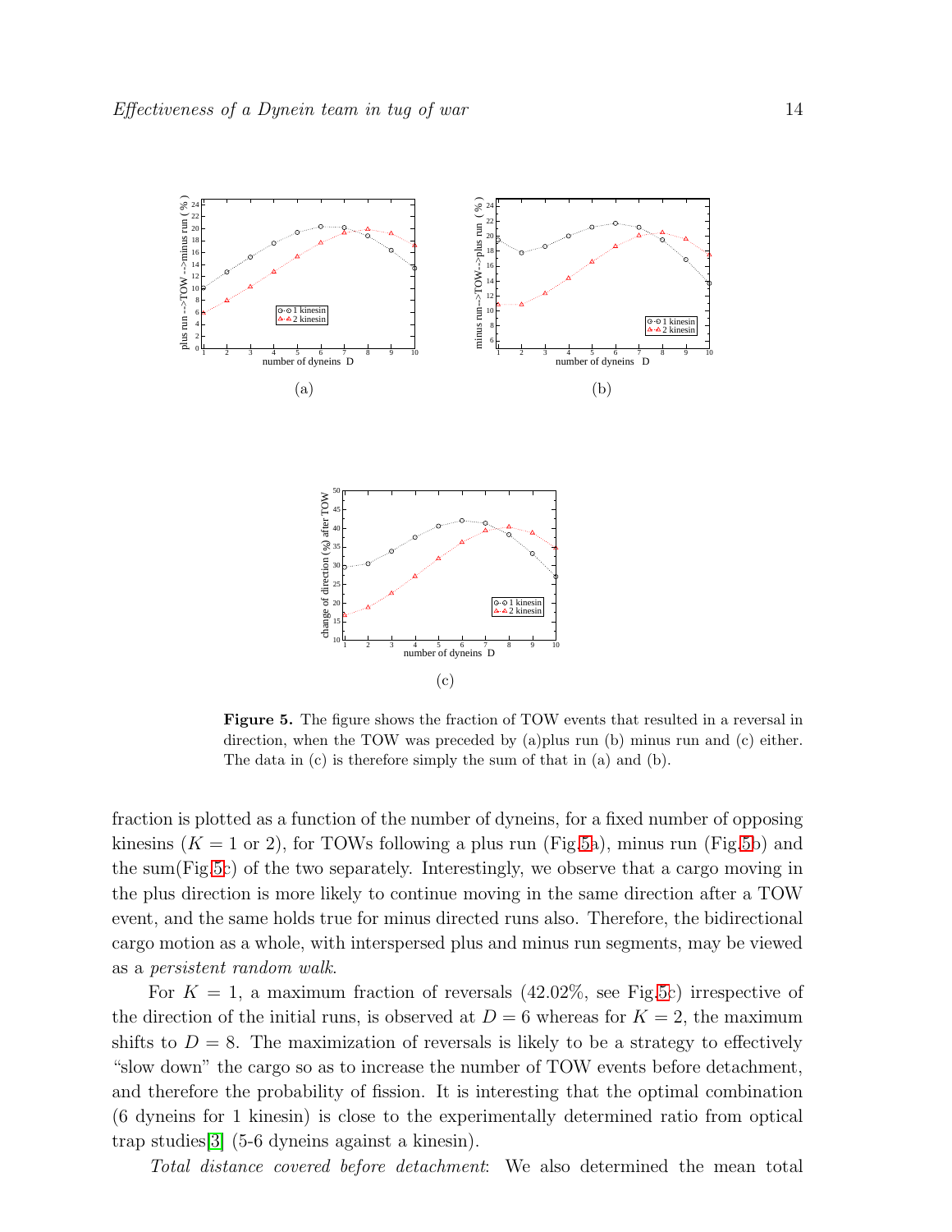(a)

(b)

(c)

**Figure 5.** The figure shows the fraction of TOW events that resulted in a reversal in direction, when the TOW was preceded by (a)plus run (b) minus run and (c) either. The data in (c) is therefore simply the sum of that in (a) and (b).

fraction is plotted as a function of the number of dyneins, for a fixed number of opposing kinesins ($K = 1$ or 2), for TOWs following a plus run (Fig.5a), minus run (Fig.5b) and the sum(Fig.5c) of the two separately. Interestingly, we observe that a cargo moving in the plus direction is more likely to continue moving in the same direction after a TOW event, and the same holds true for minus directed runs also. Therefore, the bidirectional cargo motion as a whole, with interspersed plus and minus run segments, may be viewed as a *persistent random walk*.

For $K = 1$, a maximum fraction of reversals (42.02%, see Fig.5c) irrespective of the direction of the initial runs, is observed at $D = 6$ whereas for $K = 2$, the maximum shifts to $D = 8$. The maximization of reversals is likely to be a strategy to effectively "slow down" the cargo so as to increase the number of TOW events before detachment, and therefore the probability of fission. It is interesting that the optimal combination (6 dyneins for 1 kinesin) is close to the experimentally determined ratio from optical trap studies[3] (5-6 dyneins against a kinesin).

*Total distance covered before detachment*: We also determined the mean total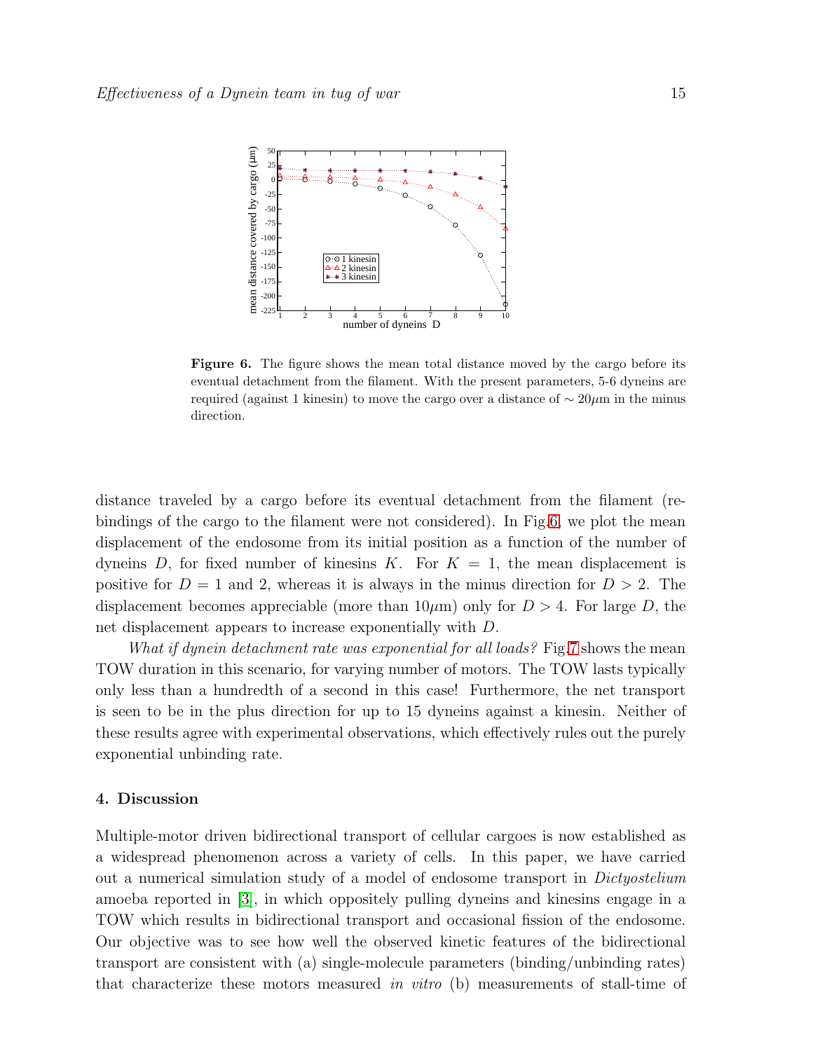**Figure 6.** The figure shows the mean total distance moved by the cargo before its eventual detachment from the filament. With the present parameters, 5-6 dyneins are required (against 1 kinesin) to move the cargo over a distance of $\sim 20\mu$m in the minus direction.

distance traveled by a cargo before its eventual detachment from the filament (rebindings of the cargo to the filament were not considered). In Fig.6, we plot the mean displacement of the endosome from its initial position as a function of the number of dyneins $D$, for fixed number of kinesins $K$. For $K = 1$, the mean displacement is positive for $D = 1$ and 2, whereas it is always in the minus direction for $D > 2$. The displacement becomes appreciable (more than $10\mu$m) only for $D > 4$. For large $D$, the net displacement appears to increase exponentially with $D$.

*What if dynein detachment rate was exponential for all loads?* Fig.7 shows the mean TOW duration in this scenario, for varying number of motors. The TOW lasts typically only less than a hundredth of a second in this case! Furthermore, the net transport is seen to be in the plus direction for up to 15 dyneins against a kinesin. Neither of these results agree with experimental observations, which effectively rules out the purely exponential unbinding rate.

## 4. Discussion

Multiple-motor driven bidirectional transport of cellular cargoes is now established as a widespread phenomenon across a variety of cells. In this paper, we have carried out a numerical simulation study of a model of endosome transport in *Dictyostelium* amoeba reported in [3], in which oppositely pulling dyneins and kinesins engage in a TOW which results in bidirectional transport and occasional fission of the endosome. Our objective was to see how well the observed kinetic features of the bidirectional transport are consistent with (a) single-molecule parameters (binding/unbinding rates) that characterize these motors measured *in vitro* (b) measurements of stall-time of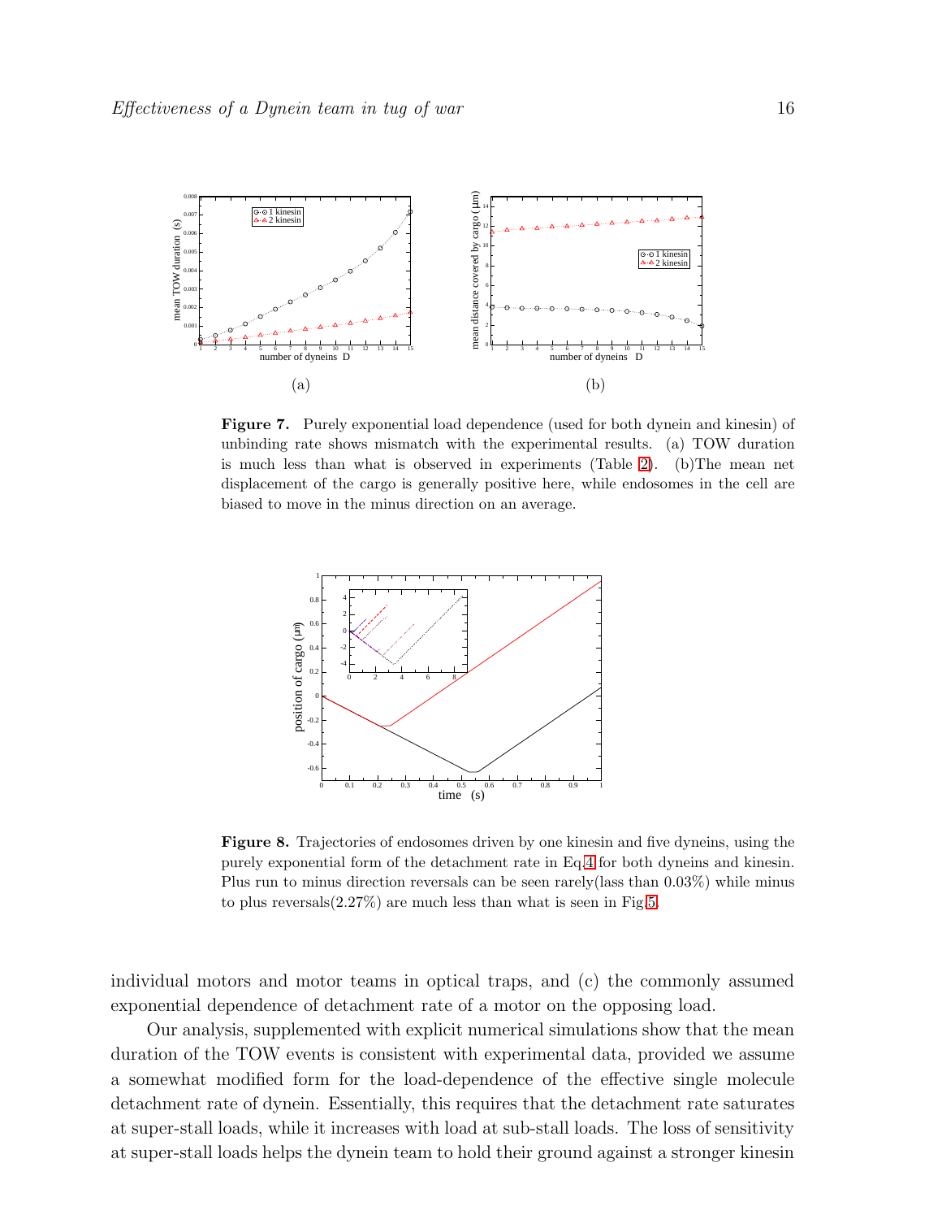**Figure 7.** Purely exponential load dependence (used for both dynein and kinesin) of unbinding rate shows mismatch with the experimental results. (a) TOW duration is much less than what is observed in experiments (Table 2). (b)The mean net displacement of the cargo is generally positive here, while endosomes in the cell are biased to move in the minus direction on an average.

**Figure 8.** Trajectories of endosomes driven by one kinesin and five dyneins, using the purely exponential form of the detachment rate in Eq.4 for both dyneins and kinesin. Plus run to minus direction reversals can be seen rarely(lass than 0.03%) while minus to plus reversals(2.27%) are much less than what is seen in Fig.5.

individual motors and motor teams in optical traps, and (c) the commonly assumed exponential dependence of detachment rate of a motor on the opposing load.

Our analysis, supplemented with explicit numerical simulations show that the mean duration of the TOW events is consistent with experimental data, provided we assume a somewhat modified form for the load-dependence of the effective single molecule detachment rate of dynein. Essentially, this requires that the detachment rate saturates at super-stall loads, while it increases with load at sub-stall loads. The loss of sensitivity at super-stall loads helps the dynein team to hold their ground against a stronger kinesin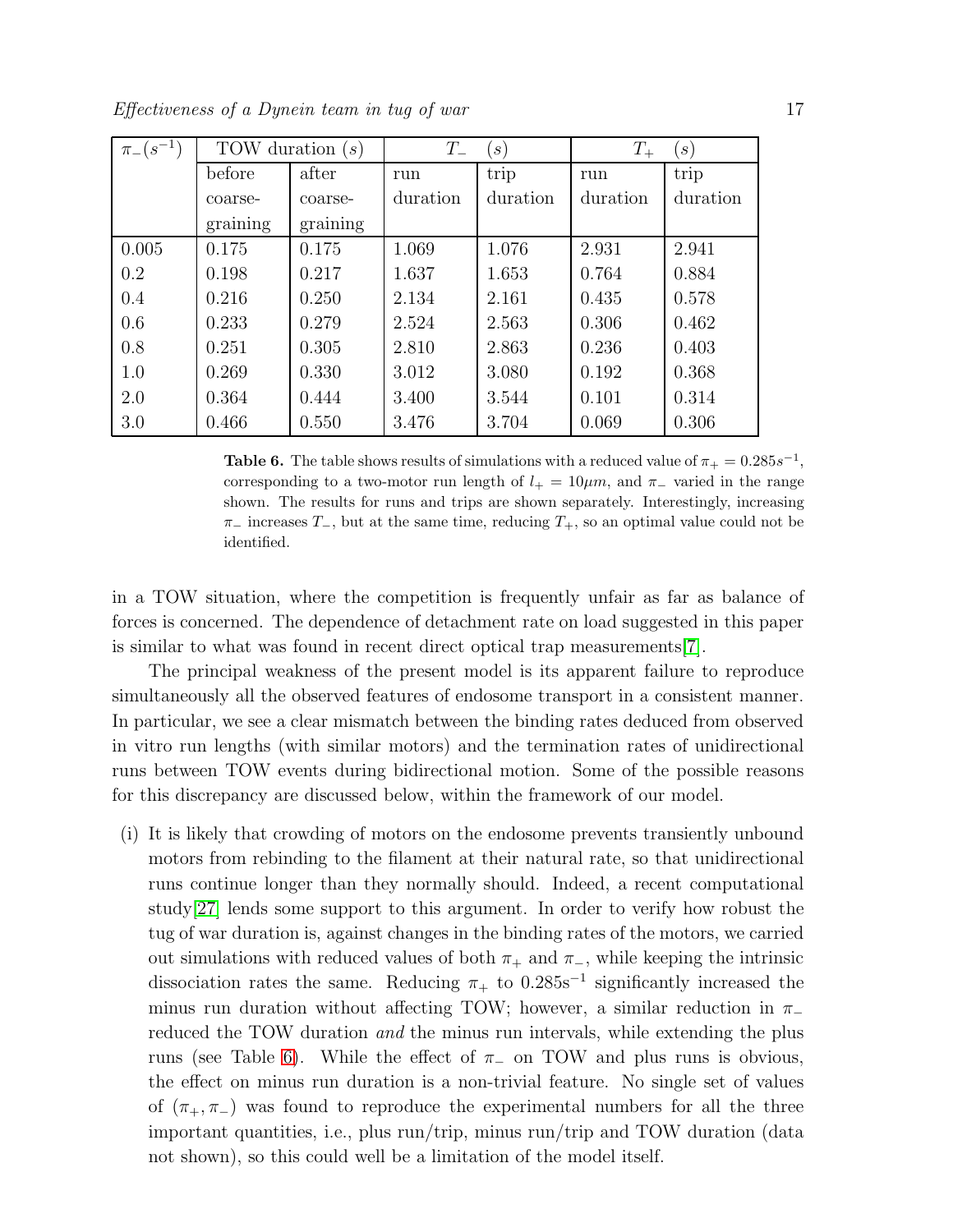| $\pi_-(s^{-1})$ | TOW duration $(s)$ | | $T_-$ $(s)$ | | $T_+$ $(s)$ | |
|---|---|---|---|---|---|---|
| | before coarse-graining | after coarse-graining | run duration | trip duration | run duration | trip duration |
| 0.005 | 0.175 | 0.175 | 1.069 | 1.076 | 2.931 | 2.941 |
| 0.2 | 0.198 | 0.217 | 1.637 | 1.653 | 0.764 | 0.884 |
| 0.4 | 0.216 | 0.250 | 2.134 | 2.161 | 0.435 | 0.578 |
| 0.6 | 0.233 | 0.279 | 2.524 | 2.563 | 0.306 | 0.462 |
| 0.8 | 0.251 | 0.305 | 2.810 | 2.863 | 0.236 | 0.403 |
| 1.0 | 0.269 | 0.330 | 3.012 | 3.080 | 0.192 | 0.368 |
| 2.0 | 0.364 | 0.444 | 3.400 | 3.544 | 0.101 | 0.314 |
| 3.0 | 0.466 | 0.550 | 3.476 | 3.704 | 0.069 | 0.306 |

**Table 6.** The table shows results of simulations with a reduced value of $\pi_+ = 0.285s^{-1}$, corresponding to a two-motor run length of $l_+ = 10\mu m$, and $\pi_-$ varied in the range shown. The results for runs and trips are shown separately. Interestingly, increasing $\pi_-$ increases $T_-$, but at the same time, reducing $T_+$, so an optimal value could not be identified.

in a TOW situation, where the competition is frequently unfair as far as balance of forces is concerned. The dependence of detachment rate on load suggested in this paper is similar to what was found in recent direct optical trap measurements[7].

The principal weakness of the present model is its apparent failure to reproduce simultaneously all the observed features of endosome transport in a consistent manner. In particular, we see a clear mismatch between the binding rates deduced from observed in vitro run lengths (with similar motors) and the termination rates of unidirectional runs between TOW events during bidirectional motion. Some of the possible reasons for this discrepancy are discussed below, within the framework of our model.

(i) It is likely that crowding of motors on the endosome prevents transiently unbound motors from rebinding to the filament at their natural rate, so that unidirectional runs continue longer than they normally should. Indeed, a recent computational study[27] lends some support to this argument. In order to verify how robust the tug of war duration is, against changes in the binding rates of the motors, we carried out simulations with reduced values of both $\pi_+$ and $\pi_-$, while keeping the intrinsic dissociation rates the same. Reducing $\pi_+$ to $0.285\text{s}^{-1}$ significantly increased the minus run duration without affecting TOW; however, a similar reduction in $\pi_-$ reduced the TOW duration *and* the minus run intervals, while extending the plus runs (see Table 6). While the effect of $\pi_-$ on TOW and plus runs is obvious, the effect on minus run duration is a non-trivial feature. No single set of values of $(\pi_+, \pi_-)$ was found to reproduce the experimental numbers for all the three important quantities, i.e., plus run/trip, minus run/trip and TOW duration (data not shown), so this could well be a limitation of the model itself.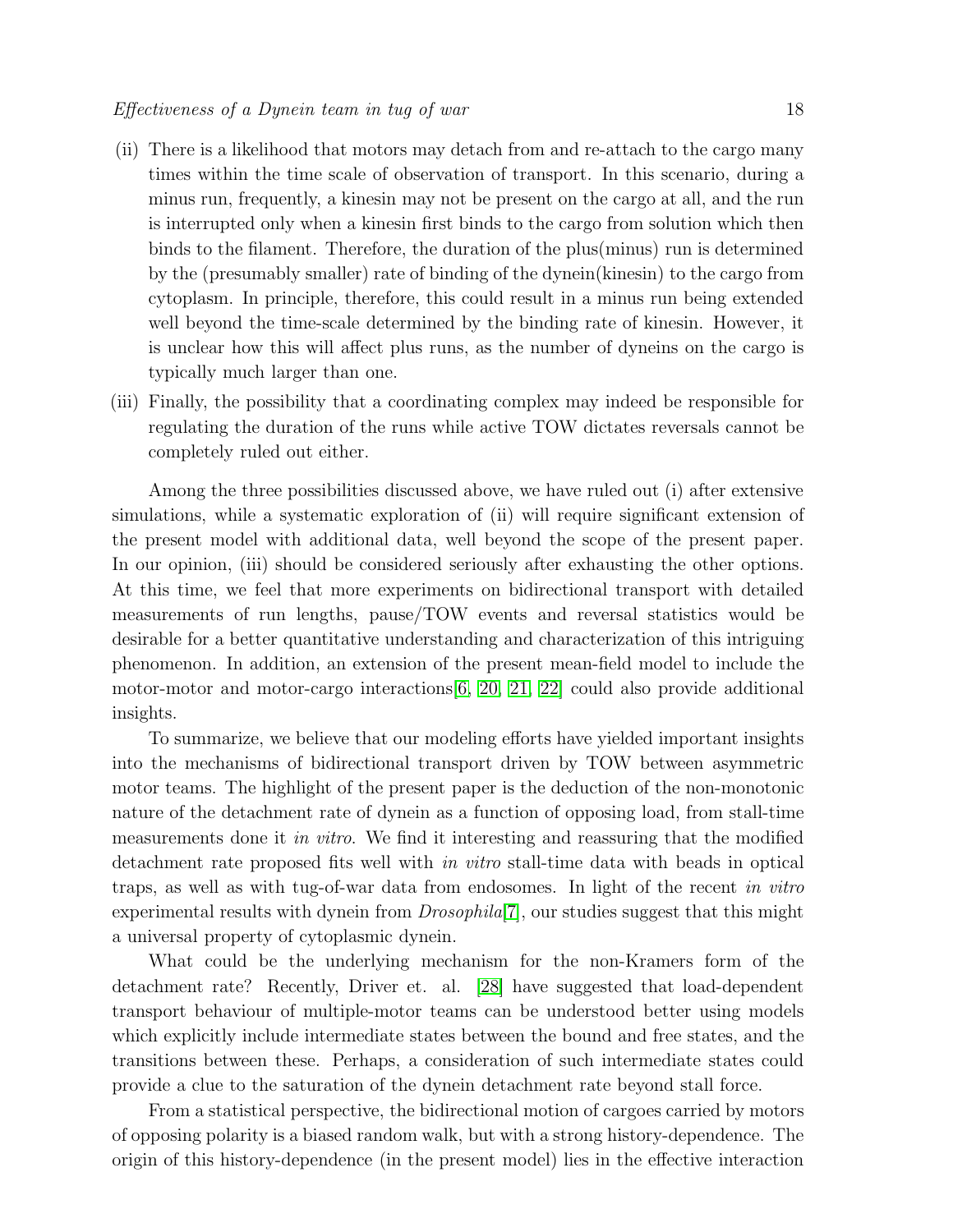(ii) There is a likelihood that motors may detach from and re-attach to the cargo many times within the time scale of observation of transport. In this scenario, during a minus run, frequently, a kinesin may not be present on the cargo at all, and the run is interrupted only when a kinesin first binds to the cargo from solution which then binds to the filament. Therefore, the duration of the plus(minus) run is determined by the (presumably smaller) rate of binding of the dynein(kinesin) to the cargo from cytoplasm. In principle, therefore, this could result in a minus run being extended well beyond the time-scale determined by the binding rate of kinesin. However, it is unclear how this will affect plus runs, as the number of dyneins on the cargo is typically much larger than one.

(iii) Finally, the possibility that a coordinating complex may indeed be responsible for regulating the duration of the runs while active TOW dictates reversals cannot be completely ruled out either.

Among the three possibilities discussed above, we have ruled out (i) after extensive simulations, while a systematic exploration of (ii) will require significant extension of the present model with additional data, well beyond the scope of the present paper. In our opinion, (iii) should be considered seriously after exhausting the other options. At this time, we feel that more experiments on bidirectional transport with detailed measurements of run lengths, pause/TOW events and reversal statistics would be desirable for a better quantitative understanding and characterization of this intriguing phenomenon. In addition, an extension of the present mean-field model to include the motor-motor and motor-cargo interactions[6, 20, 21, 22] could also provide additional insights.

To summarize, we believe that our modeling efforts have yielded important insights into the mechanisms of bidirectional transport driven by TOW between asymmetric motor teams. The highlight of the present paper is the deduction of the non-monotonic nature of the detachment rate of dynein as a function of opposing load, from stall-time measurements done it *in vitro*. We find it interesting and reassuring that the modified detachment rate proposed fits well with *in vitro* stall-time data with beads in optical traps, as well as with tug-of-war data from endosomes. In light of the recent *in vitro* experimental results with dynein from *Drosophila*[7], our studies suggest that this might a universal property of cytoplasmic dynein.

What could be the underlying mechanism for the non-Kramers form of the detachment rate? Recently, Driver et. al. [28] have suggested that load-dependent transport behaviour of multiple-motor teams can be understood better using models which explicitly include intermediate states between the bound and free states, and the transitions between these. Perhaps, a consideration of such intermediate states could provide a clue to the saturation of the dynein detachment rate beyond stall force.

From a statistical perspective, the bidirectional motion of cargoes carried by motors of opposing polarity is a biased random walk, but with a strong history-dependence. The origin of this history-dependence (in the present model) lies in the effective interaction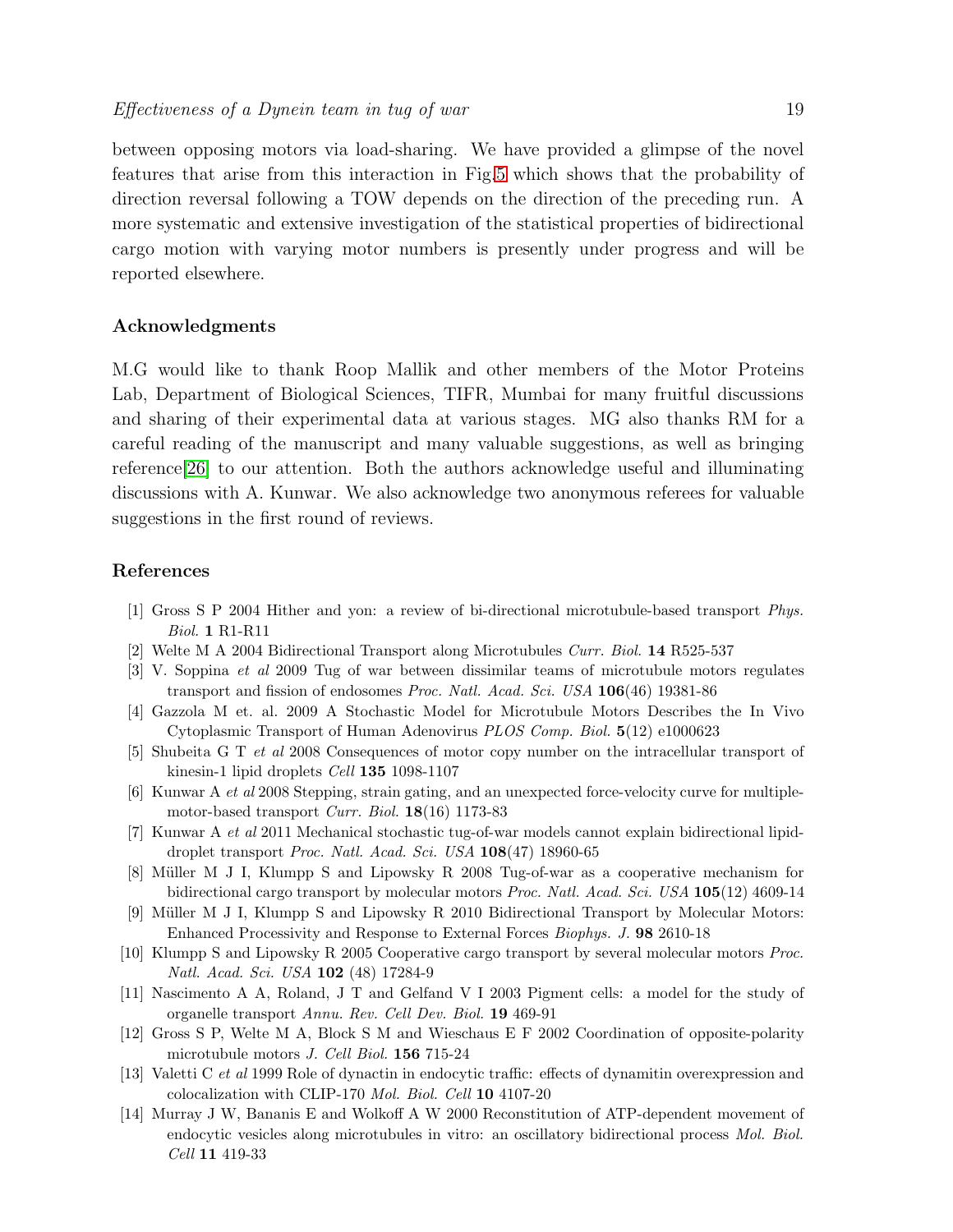between opposing motors via load-sharing. We have provided a glimpse of the novel features that arise from this interaction in Fig.5 which shows that the probability of direction reversal following a TOW depends on the direction of the preceding run. A more systematic and extensive investigation of the statistical properties of bidirectional cargo motion with varying motor numbers is presently under progress and will be reported elsewhere.

## Acknowledgments

M.G would like to thank Roop Mallik and other members of the Motor Proteins Lab, Department of Biological Sciences, TIFR, Mumbai for many fruitful discussions and sharing of their experimental data at various stages. MG also thanks RM for a careful reading of the manuscript and many valuable suggestions, as well as bringing reference[26] to our attention. Both the authors acknowledge useful and illuminating discussions with A. Kunwar. We also acknowledge two anonymous referees for valuable suggestions in the first round of reviews.

## References

[1] Gross S P 2004 Hither and yon: a review of bi-directional microtubule-based transport *Phys. Biol.* **1** R1-R11

[2] Welte M A 2004 Bidirectional Transport along Microtubules *Curr. Biol.* **14** R525-537

[3] V. Soppina *et al* 2009 Tug of war between dissimilar teams of microtubule motors regulates transport and fission of endosomes *Proc. Natl. Acad. Sci. USA* **106**(46) 19381-86

[4] Gazzola M et. al. 2009 A Stochastic Model for Microtubule Motors Describes the In Vivo Cytoplasmic Transport of Human Adenovirus *PLOS Comp. Biol.* **5**(12) e1000623

[5] Shubeita G T *et al* 2008 Consequences of motor copy number on the intracellular transport of kinesin-1 lipid droplets *Cell* **135** 1098-1107

[6] Kunwar A *et al* 2008 Stepping, strain gating, and an unexpected force-velocity curve for multiple-motor-based transport *Curr. Biol.* **18**(16) 1173-83

[7] Kunwar A *et al* 2011 Mechanical stochastic tug-of-war models cannot explain bidirectional lipid-droplet transport *Proc. Natl. Acad. Sci. USA* **108**(47) 18960-65

[8] Müller M J I, Klumpp S and Lipowsky R 2008 Tug-of-war as a cooperative mechanism for bidirectional cargo transport by molecular motors *Proc. Natl. Acad. Sci. USA* **105**(12) 4609-14

[9] Müller M J I, Klumpp S and Lipowsky R 2010 Bidirectional Transport by Molecular Motors: Enhanced Processivity and Response to External Forces *Biophys. J.* **98** 2610-18

[10] Klumpp S and Lipowsky R 2005 Cooperative cargo transport by several molecular motors *Proc. Natl. Acad. Sci. USA* **102** (48) 17284-9

[11] Nascimento A A, Roland, J T and Gelfand V I 2003 Pigment cells: a model for the study of organelle transport *Annu. Rev. Cell Dev. Biol.* **19** 469-91

[12] Gross S P, Welte M A, Block S M and Wieschaus E F 2002 Coordination of opposite-polarity microtubule motors *J. Cell Biol.* **156** 715-24

[13] Valetti C *et al* 1999 Role of dynactin in endocytic traffic: effects of dynamitin overexpression and colocalization with CLIP-170 *Mol. Biol. Cell* **10** 4107-20

[14] Murray J W, Bananis E and Wolkoff A W 2000 Reconstitution of ATP-dependent movement of endocytic vesicles along microtubules in vitro: an oscillatory bidirectional process *Mol. Biol. Cell* **11** 419-33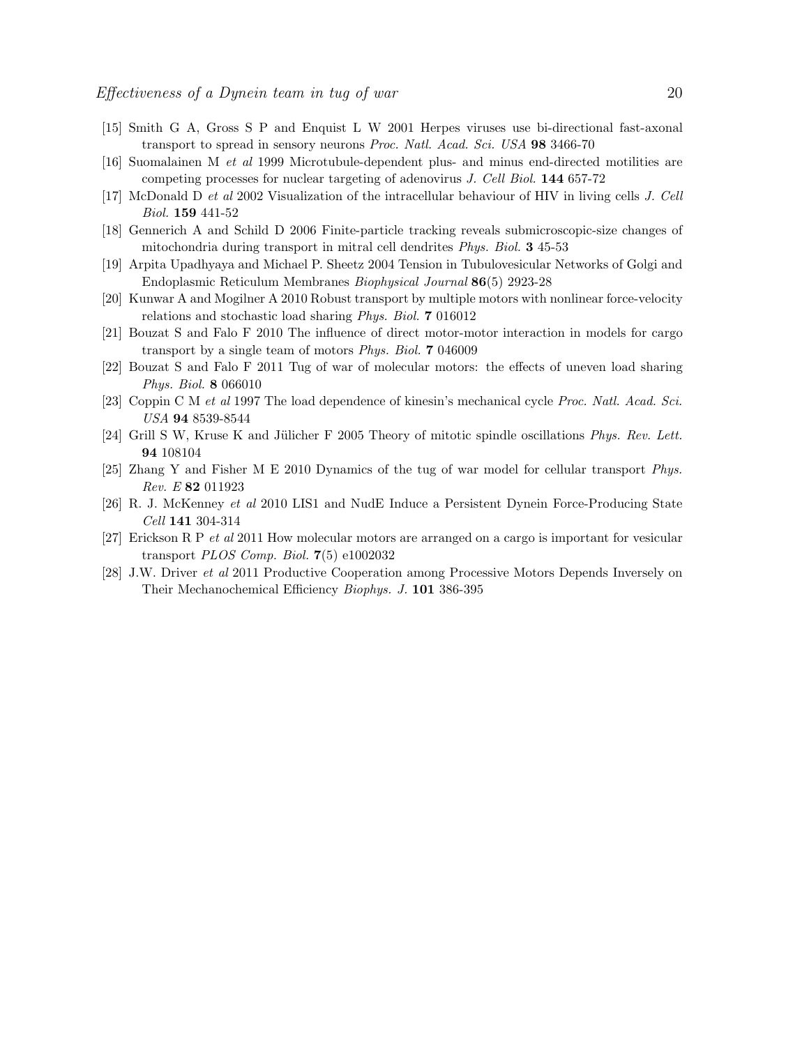[15] Smith G A, Gross S P and Enquist L W 2001 Herpes viruses use bi-directional fast-axonal transport to spread in sensory neurons *Proc. Natl. Acad. Sci. USA* **98** 3466-70

[16] Suomalainen M *et al* 1999 Microtubule-dependent plus- and minus end-directed motilities are competing processes for nuclear targeting of adenovirus *J. Cell Biol.* **144** 657-72

[17] McDonald D *et al* 2002 Visualization of the intracellular behaviour of HIV in living cells *J. Cell Biol.* **159** 441-52

[18] Gennerich A and Schild D 2006 Finite-particle tracking reveals submicroscopic-size changes of mitochondria during transport in mitral cell dendrites *Phys. Biol.* **3** 45-53

[19] Arpita Upadhyaya and Michael P. Sheetz 2004 Tension in Tubulovesicular Networks of Golgi and Endoplasmic Reticulum Membranes *Biophysical Journal* **86**(5) 2923-28

[20] Kunwar A and Mogilner A 2010 Robust transport by multiple motors with nonlinear force-velocity relations and stochastic load sharing *Phys. Biol.* **7** 016012

[21] Bouzat S and Falo F 2010 The influence of direct motor-motor interaction in models for cargo transport by a single team of motors *Phys. Biol.* **7** 046009

[22] Bouzat S and Falo F 2011 Tug of war of molecular motors: the effects of uneven load sharing *Phys. Biol.* **8** 066010

[23] Coppin C M *et al* 1997 The load dependence of kinesin's mechanical cycle *Proc. Natl. Acad. Sci. USA* **94** 8539-8544

[24] Grill S W, Kruse K and Jülicher F 2005 Theory of mitotic spindle oscillations *Phys. Rev. Lett.* **94** 108104

[25] Zhang Y and Fisher M E 2010 Dynamics of the tug of war model for cellular transport *Phys. Rev. E* **82** 011923

[26] R. J. McKenney *et al* 2010 LIS1 and NudE Induce a Persistent Dynein Force-Producing State *Cell* **141** 304-314

[27] Erickson R P *et al* 2011 How molecular motors are arranged on a cargo is important for vesicular transport *PLOS Comp. Biol.* **7**(5) e1002032

[28] J.W. Driver *et al* 2011 Productive Cooperation among Processive Motors Depends Inversely on Their Mechanochemical Efficiency *Biophys. J.* **101** 386-395